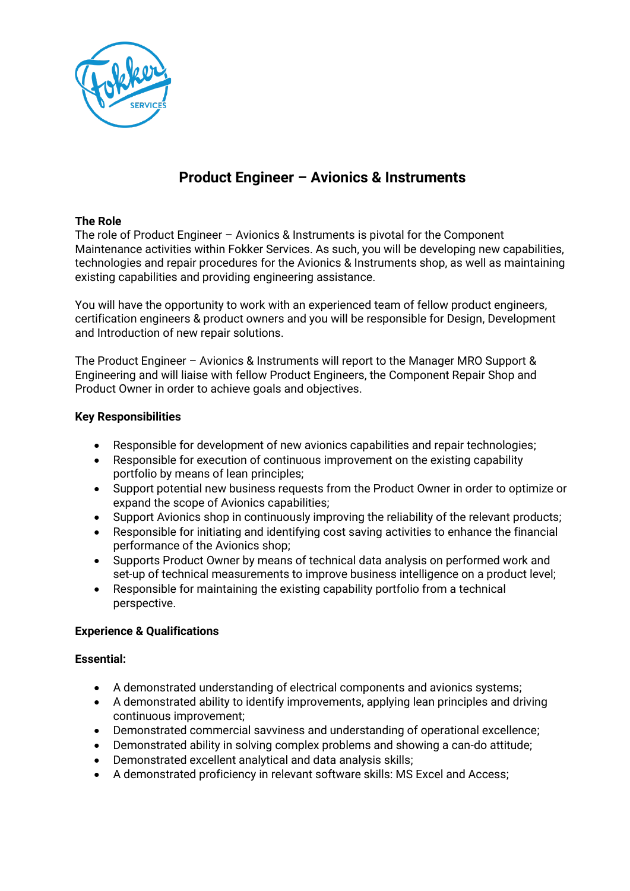# Product Engineer – Avionics & Instruments

**The Role**
The role of Product Engineer – Avionics & Instruments is pivotal for the Component Maintenance activities within Fokker Services. As such, you will be developing new capabilities, technologies and repair procedures for the Avionics & Instruments shop, as well as maintaining existing capabilities and providing engineering assistance.

You will have the opportunity to work with an experienced team of fellow product engineers, certification engineers & product owners and you will be responsible for Design, Development and Introduction of new repair solutions.

The Product Engineer – Avionics & Instruments will report to the Manager MRO Support & Engineering and will liaise with fellow Product Engineers, the Component Repair Shop and Product Owner in order to achieve goals and objectives.

**Key Responsibilities**

- Responsible for development of new avionics capabilities and repair technologies;
- Responsible for execution of continuous improvement on the existing capability portfolio by means of lean principles;
- Support potential new business requests from the Product Owner in order to optimize or expand the scope of Avionics capabilities;
- Support Avionics shop in continuously improving the reliability of the relevant products;
- Responsible for initiating and identifying cost saving activities to enhance the financial performance of the Avionics shop;
- Supports Product Owner by means of technical data analysis on performed work and set-up of technical measurements to improve business intelligence on a product level;
- Responsible for maintaining the existing capability portfolio from a technical perspective.

**Experience & Qualifications**

**Essential:**

- A demonstrated understanding of electrical components and avionics systems;
- A demonstrated ability to identify improvements, applying lean principles and driving continuous improvement;
- Demonstrated commercial savviness and understanding of operational excellence;
- Demonstrated ability in solving complex problems and showing a can-do attitude;
- Demonstrated excellent analytical and data analysis skills;
- A demonstrated proficiency in relevant software skills: MS Excel and Access;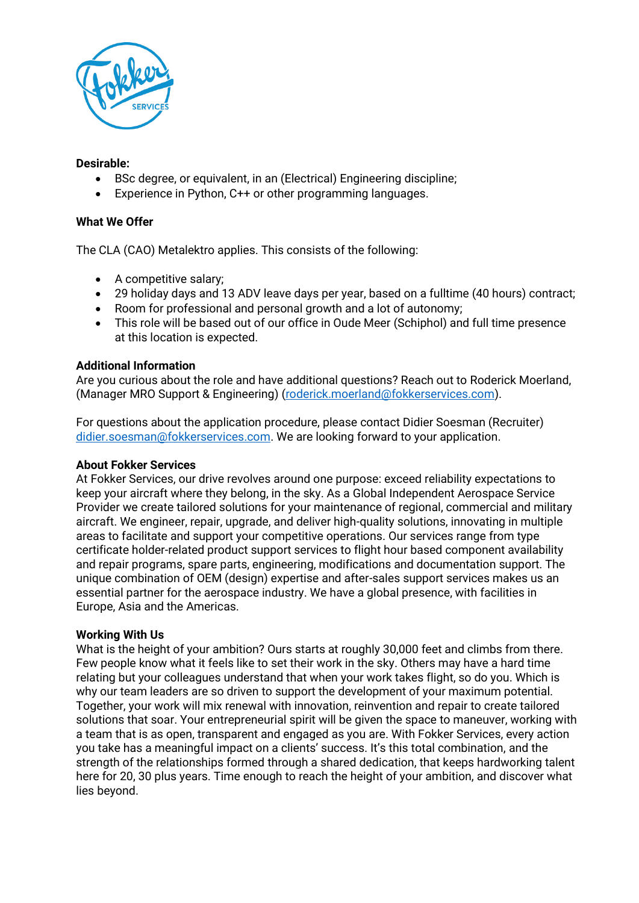**Desirable:**

- BSc degree, or equivalent, in an (Electrical) Engineering discipline;
- Experience in Python, C++ or other programming languages.

**What We Offer**

The CLA (CAO) Metalektro applies. This consists of the following:

- A competitive salary;
- 29 holiday days and 13 ADV leave days per year, based on a fulltime (40 hours) contract;
- Room for professional and personal growth and a lot of autonomy;
- This role will be based out of our office in Oude Meer (Schiphol) and full time presence at this location is expected.

**Additional Information**

Are you curious about the role and have additional questions? Reach out to Roderick Moerland, (Manager MRO Support & Engineering) (roderick.moerland@fokkerservices.com).

For questions about the application procedure, please contact Didier Soesman (Recruiter) didier.soesman@fokkerservices.com. We are looking forward to your application.

**About Fokker Services**

At Fokker Services, our drive revolves around one purpose: exceed reliability expectations to keep your aircraft where they belong, in the sky. As a Global Independent Aerospace Service Provider we create tailored solutions for your maintenance of regional, commercial and military aircraft. We engineer, repair, upgrade, and deliver high-quality solutions, innovating in multiple areas to facilitate and support your competitive operations. Our services range from type certificate holder-related product support services to flight hour based component availability and repair programs, spare parts, engineering, modifications and documentation support. The unique combination of OEM (design) expertise and after-sales support services makes us an essential partner for the aerospace industry. We have a global presence, with facilities in Europe, Asia and the Americas.

**Working With Us**

What is the height of your ambition? Ours starts at roughly 30,000 feet and climbs from there. Few people know what it feels like to set their work in the sky. Others may have a hard time relating but your colleagues understand that when your work takes flight, so do you. Which is why our team leaders are so driven to support the development of your maximum potential. Together, your work will mix renewal with innovation, reinvention and repair to create tailored solutions that soar. Your entrepreneurial spirit will be given the space to maneuver, working with a team that is as open, transparent and engaged as you are. With Fokker Services, every action you take has a meaningful impact on a clients' success. It's this total combination, and the strength of the relationships formed through a shared dedication, that keeps hardworking talent here for 20, 30 plus years. Time enough to reach the height of your ambition, and discover what lies beyond.